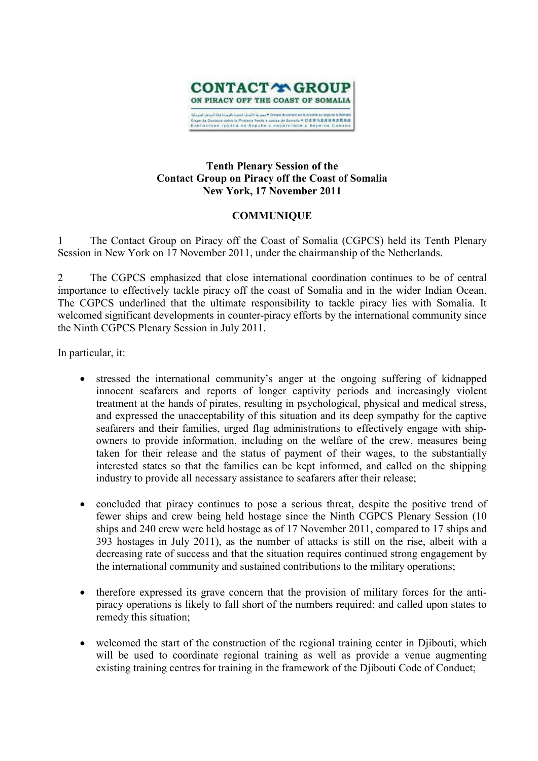# Tenth Plenary Session of the Contact Group on Piracy off the Coast of Somalia New York, 17 November 2011

## COMMUNIQUE

1 The Contact Group on Piracy off the Coast of Somalia (CGPCS) held its Tenth Plenary Session in New York on 17 November 2011, under the chairmanship of the Netherlands.

2 The CGPCS emphasized that close international coordination continues to be of central importance to effectively tackle piracy off the coast of Somalia and in the wider Indian Ocean. The CGPCS underlined that the ultimate responsibility to tackle piracy lies with Somalia. It welcomed significant developments in counter-piracy efforts by the international community since the Ninth CGPCS Plenary Session in July 2011.

In particular, it:

- stressed the international community's anger at the ongoing suffering of kidnapped innocent seafarers and reports of longer captivity periods and increasingly violent treatment at the hands of pirates, resulting in psychological, physical and medical stress, and expressed the unacceptability of this situation and its deep sympathy for the captive seafarers and their families, urged flag administrations to effectively engage with ship-owners to provide information, including on the welfare of the crew, measures being taken for their release and the status of payment of their wages, to the substantially interested states so that the families can be kept informed, and called on the shipping industry to provide all necessary assistance to seafarers after their release;

- concluded that piracy continues to pose a serious threat, despite the positive trend of fewer ships and crew being held hostage since the Ninth CGPCS Plenary Session (10 ships and 240 crew were held hostage as of 17 November 2011, compared to 17 ships and 393 hostages in July 2011), as the number of attacks is still on the rise, albeit with a decreasing rate of success and that the situation requires continued strong engagement by the international community and sustained contributions to the military operations;

- therefore expressed its grave concern that the provision of military forces for the anti-piracy operations is likely to fall short of the numbers required; and called upon states to remedy this situation;

- welcomed the start of the construction of the regional training center in Djibouti, which will be used to coordinate regional training as well as provide a venue augmenting existing training centres for training in the framework of the Djibouti Code of Conduct;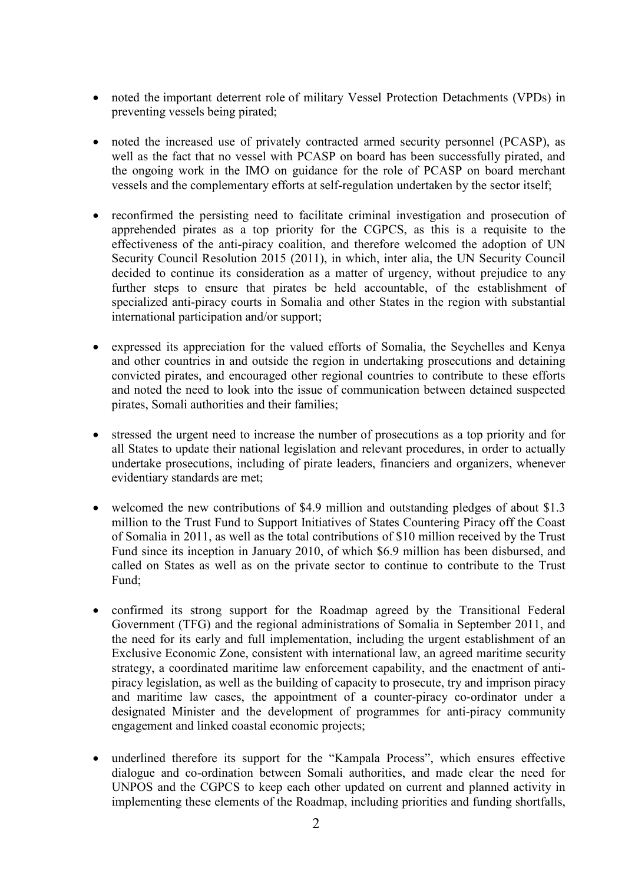- noted the important deterrent role of military Vessel Protection Detachments (VPDs) in preventing vessels being pirated;

- noted the increased use of privately contracted armed security personnel (PCASP), as well as the fact that no vessel with PCASP on board has been successfully pirated, and the ongoing work in the IMO on guidance for the role of PCASP on board merchant vessels and the complementary efforts at self-regulation undertaken by the sector itself;

- reconfirmed the persisting need to facilitate criminal investigation and prosecution of apprehended pirates as a top priority for the CGPCS, as this is a requisite to the effectiveness of the anti-piracy coalition, and therefore welcomed the adoption of UN Security Council Resolution 2015 (2011), in which, inter alia, the UN Security Council decided to continue its consideration as a matter of urgency, without prejudice to any further steps to ensure that pirates be held accountable, of the establishment of specialized anti-piracy courts in Somalia and other States in the region with substantial international participation and/or support;

- expressed its appreciation for the valued efforts of Somalia, the Seychelles and Kenya and other countries in and outside the region in undertaking prosecutions and detaining convicted pirates, and encouraged other regional countries to contribute to these efforts and noted the need to look into the issue of communication between detained suspected pirates, Somali authorities and their families;

- stressed the urgent need to increase the number of prosecutions as a top priority and for all States to update their national legislation and relevant procedures, in order to actually undertake prosecutions, including of pirate leaders, financiers and organizers, whenever evidentiary standards are met;

- welcomed the new contributions of \$4.9 million and outstanding pledges of about \$1.3 million to the Trust Fund to Support Initiatives of States Countering Piracy off the Coast of Somalia in 2011, as well as the total contributions of \$10 million received by the Trust Fund since its inception in January 2010, of which \$6.9 million has been disbursed, and called on States as well as on the private sector to continue to contribute to the Trust Fund;

- confirmed its strong support for the Roadmap agreed by the Transitional Federal Government (TFG) and the regional administrations of Somalia in September 2011, and the need for its early and full implementation, including the urgent establishment of an Exclusive Economic Zone, consistent with international law, an agreed maritime security strategy, a coordinated maritime law enforcement capability, and the enactment of anti-piracy legislation, as well as the building of capacity to prosecute, try and imprison piracy and maritime law cases, the appointment of a counter-piracy co-ordinator under a designated Minister and the development of programmes for anti-piracy community engagement and linked coastal economic projects;

- underlined therefore its support for the "Kampala Process", which ensures effective dialogue and co-ordination between Somali authorities, and made clear the need for UNPOS and the CGPCS to keep each other updated on current and planned activity in implementing these elements of the Roadmap, including priorities and funding shortfalls,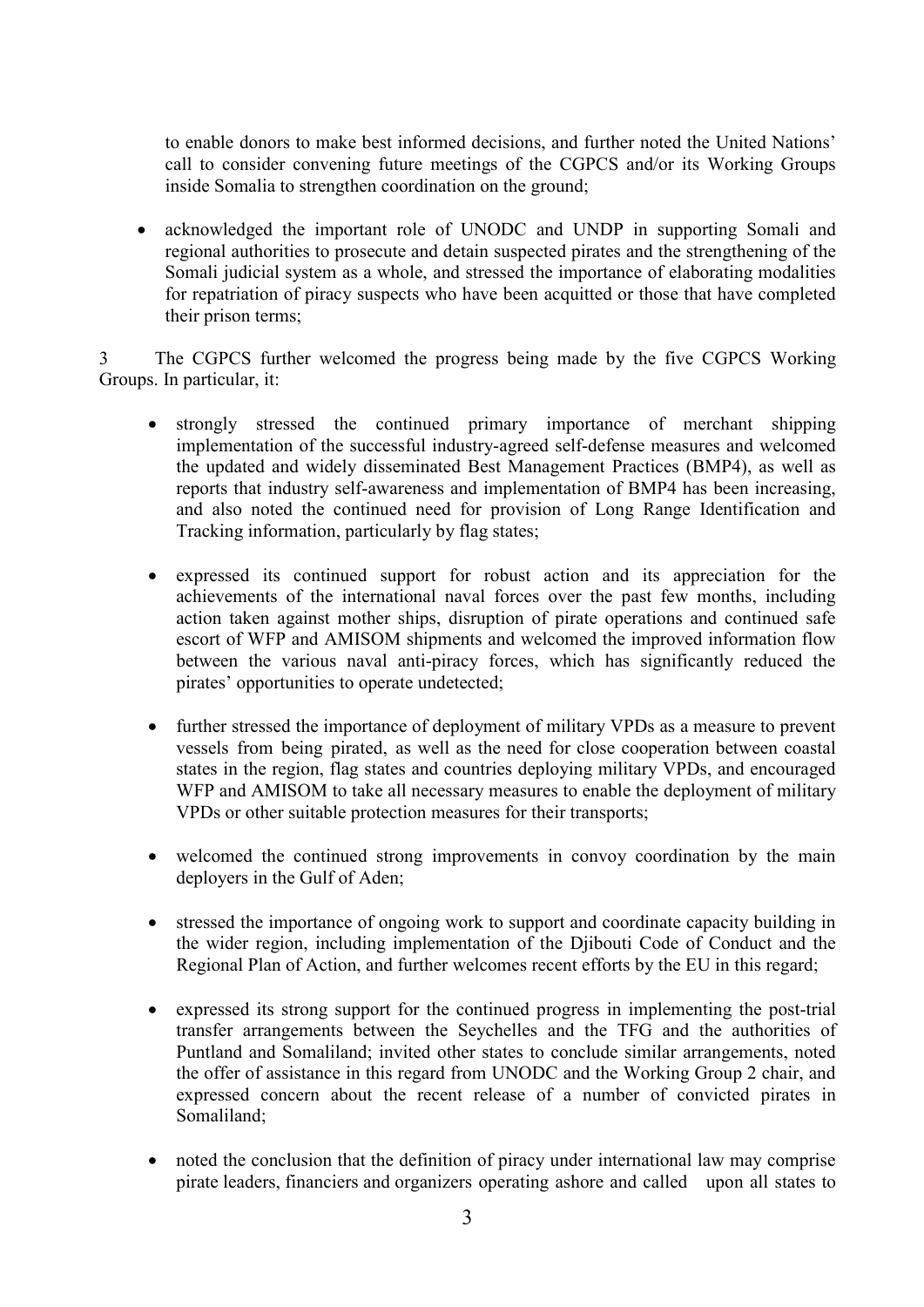to enable donors to make best informed decisions, and further noted the United Nations' call to consider convening future meetings of the CGPCS and/or its Working Groups inside Somalia to strengthen coordination on the ground;

- acknowledged the important role of UNODC and UNDP in supporting Somali and regional authorities to prosecute and detain suspected pirates and the strengthening of the Somali judicial system as a whole, and stressed the importance of elaborating modalities for repatriation of piracy suspects who have been acquitted or those that have completed their prison terms;

3 The CGPCS further welcomed the progress being made by the five CGPCS Working Groups. In particular, it:

- strongly stressed the continued primary importance of merchant shipping implementation of the successful industry-agreed self-defense measures and welcomed the updated and widely disseminated Best Management Practices (BMP4), as well as reports that industry self-awareness and implementation of BMP4 has been increasing, and also noted the continued need for provision of Long Range Identification and Tracking information, particularly by flag states;

- expressed its continued support for robust action and its appreciation for the achievements of the international naval forces over the past few months, including action taken against mother ships, disruption of pirate operations and continued safe escort of WFP and AMISOM shipments and welcomed the improved information flow between the various naval anti-piracy forces, which has significantly reduced the pirates' opportunities to operate undetected;

- further stressed the importance of deployment of military VPDs as a measure to prevent vessels from being pirated, as well as the need for close cooperation between coastal states in the region, flag states and countries deploying military VPDs, and encouraged WFP and AMISOM to take all necessary measures to enable the deployment of military VPDs or other suitable protection measures for their transports;

- welcomed the continued strong improvements in convoy coordination by the main deployers in the Gulf of Aden;

- stressed the importance of ongoing work to support and coordinate capacity building in the wider region, including implementation of the Djibouti Code of Conduct and the Regional Plan of Action, and further welcomes recent efforts by the EU in this regard;

- expressed its strong support for the continued progress in implementing the post-trial transfer arrangements between the Seychelles and the TFG and the authorities of Puntland and Somaliland; invited other states to conclude similar arrangements, noted the offer of assistance in this regard from UNODC and the Working Group 2 chair, and expressed concern about the recent release of a number of convicted pirates in Somaliland;

- noted the conclusion that the definition of piracy under international law may comprise pirate leaders, financiers and organizers operating ashore and called upon all states to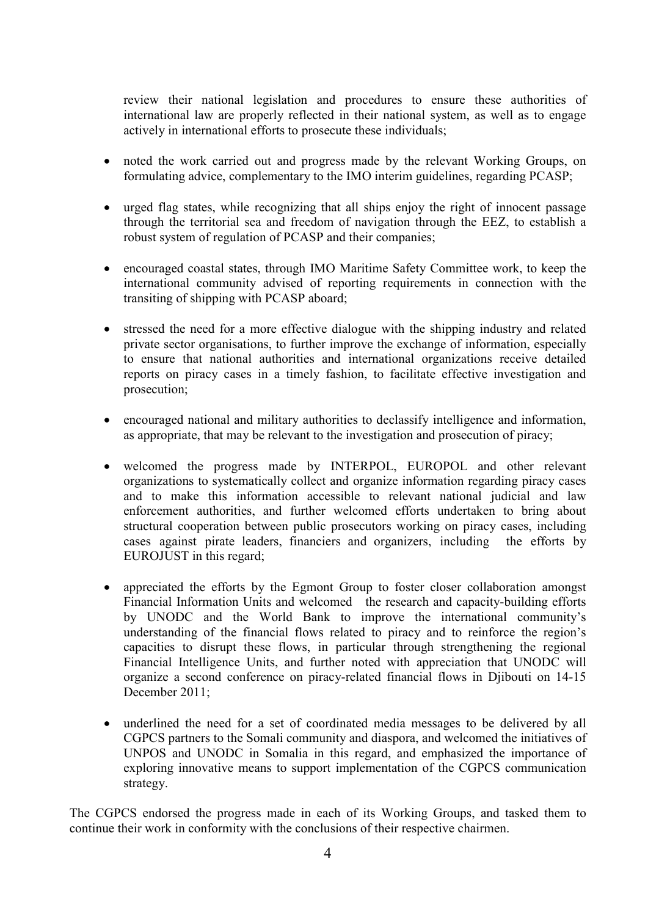review their national legislation and procedures to ensure these authorities of international law are properly reflected in their national system, as well as to engage actively in international efforts to prosecute these individuals;

- noted the work carried out and progress made by the relevant Working Groups, on formulating advice, complementary to the IMO interim guidelines, regarding PCASP;
- urged flag states, while recognizing that all ships enjoy the right of innocent passage through the territorial sea and freedom of navigation through the EEZ, to establish a robust system of regulation of PCASP and their companies;
- encouraged coastal states, through IMO Maritime Safety Committee work, to keep the international community advised of reporting requirements in connection with the transiting of shipping with PCASP aboard;
- stressed the need for a more effective dialogue with the shipping industry and related private sector organisations, to further improve the exchange of information, especially to ensure that national authorities and international organizations receive detailed reports on piracy cases in a timely fashion, to facilitate effective investigation and prosecution;
- encouraged national and military authorities to declassify intelligence and information, as appropriate, that may be relevant to the investigation and prosecution of piracy;
- welcomed the progress made by INTERPOL, EUROPOL and other relevant organizations to systematically collect and organize information regarding piracy cases and to make this information accessible to relevant national judicial and law enforcement authorities, and further welcomed efforts undertaken to bring about structural cooperation between public prosecutors working on piracy cases, including cases against pirate leaders, financiers and organizers, including the efforts by EUROJUST in this regard;
- appreciated the efforts by the Egmont Group to foster closer collaboration amongst Financial Information Units and welcomed the research and capacity-building efforts by UNODC and the World Bank to improve the international community's understanding of the financial flows related to piracy and to reinforce the region's capacities to disrupt these flows, in particular through strengthening the regional Financial Intelligence Units, and further noted with appreciation that UNODC will organize a second conference on piracy-related financial flows in Djibouti on 14-15 December 2011;
- underlined the need for a set of coordinated media messages to be delivered by all CGPCS partners to the Somali community and diaspora, and welcomed the initiatives of UNPOS and UNODC in Somalia in this regard, and emphasized the importance of exploring innovative means to support implementation of the CGPCS communication strategy.

The CGPCS endorsed the progress made in each of its Working Groups, and tasked them to continue their work in conformity with the conclusions of their respective chairmen.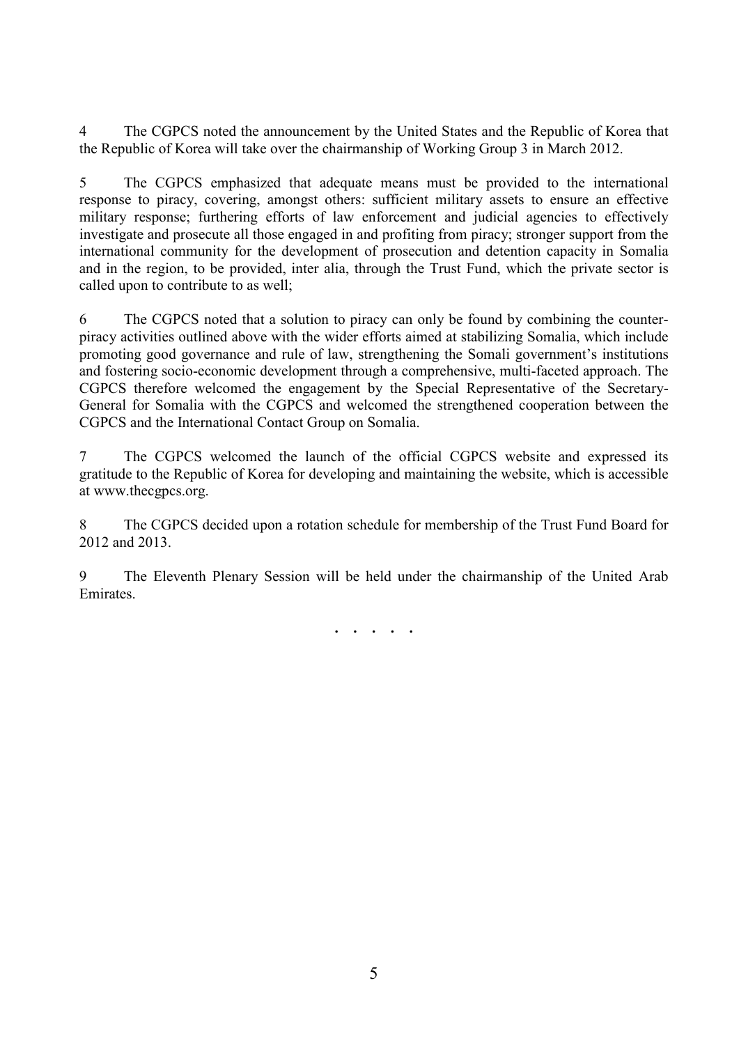4 The CGPCS noted the announcement by the United States and the Republic of Korea that the Republic of Korea will take over the chairmanship of Working Group 3 in March 2012.

5 The CGPCS emphasized that adequate means must be provided to the international response to piracy, covering, amongst others: sufficient military assets to ensure an effective military response; furthering efforts of law enforcement and judicial agencies to effectively investigate and prosecute all those engaged in and profiting from piracy; stronger support from the international community for the development of prosecution and detention capacity in Somalia and in the region, to be provided, inter alia, through the Trust Fund, which the private sector is called upon to contribute to as well;

6 The CGPCS noted that a solution to piracy can only be found by combining the counter-piracy activities outlined above with the wider efforts aimed at stabilizing Somalia, which include promoting good governance and rule of law, strengthening the Somali government's institutions and fostering socio-economic development through a comprehensive, multi-faceted approach. The CGPCS therefore welcomed the engagement by the Special Representative of the Secretary-General for Somalia with the CGPCS and welcomed the strengthened cooperation between the CGPCS and the International Contact Group on Somalia.

7 The CGPCS welcomed the launch of the official CGPCS website and expressed its gratitude to the Republic of Korea for developing and maintaining the website, which is accessible at www.thecgpcs.org.

8 The CGPCS decided upon a rotation schedule for membership of the Trust Fund Board for 2012 and 2013.

9 The Eleventh Plenary Session will be held under the chairmanship of the United Arab Emirates.

. . . . .